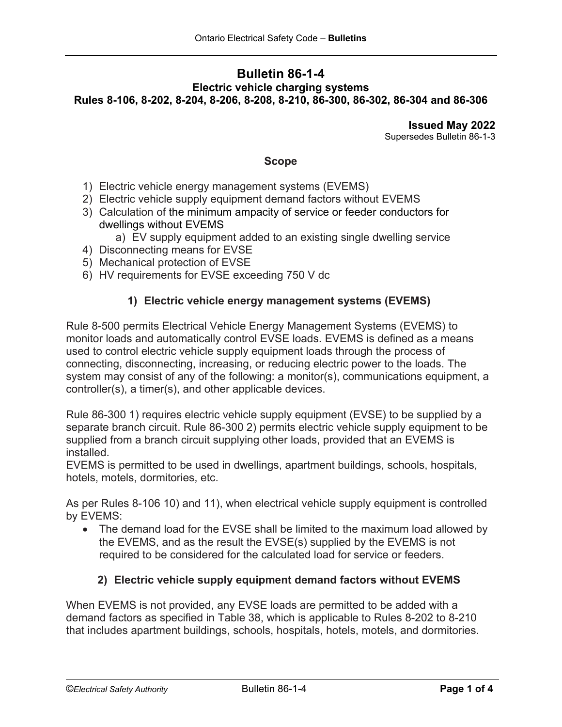# Bulletin 86-1-4

## Electric vehicle charging systems

## Rules 8-106, 8-202, 8-204, 8-206, 8-208, 8-210, 86-300, 86-302, 86-304 and 86-306

**Issued May 2022**
Supersedes Bulletin 86-1-3

### Scope

1) Electric vehicle energy management systems (EVEMS)
2) Electric vehicle supply equipment demand factors without EVEMS
3) Calculation of the minimum ampacity of service or feeder conductors for dwellings without EVEMS
    a) EV supply equipment added to an existing single dwelling service
4) Disconnecting means for EVSE
5) Mechanical protection of EVSE
6) HV requirements for EVSE exceeding 750 V dc

### 1) Electric vehicle energy management systems (EVEMS)

Rule 8-500 permits Electrical Vehicle Energy Management Systems (EVEMS) to monitor loads and automatically control EVSE loads. EVEMS is defined as a means used to control electric vehicle supply equipment loads through the process of connecting, disconnecting, increasing, or reducing electric power to the loads. The system may consist of any of the following: a monitor(s), communications equipment, a controller(s), a timer(s), and other applicable devices.

Rule 86-300 1) requires electric vehicle supply equipment (EVSE) to be supplied by a separate branch circuit. Rule 86-300 2) permits electric vehicle supply equipment to be supplied from a branch circuit supplying other loads, provided that an EVEMS is installed.
EVEMS is permitted to be used in dwellings, apartment buildings, schools, hospitals, hotels, motels, dormitories, etc.

As per Rules 8-106 10) and 11), when electrical vehicle supply equipment is controlled by EVEMS:

- The demand load for the EVSE shall be limited to the maximum load allowed by the EVEMS, and as the result the EVSE(s) supplied by the EVEMS is not required to be considered for the calculated load for service or feeders.

### 2) Electric vehicle supply equipment demand factors without EVEMS

When EVEMS is not provided, any EVSE loads are permitted to be added with a demand factors as specified in Table 38, which is applicable to Rules 8-202 to 8-210 that includes apartment buildings, schools, hospitals, hotels, motels, and dormitories.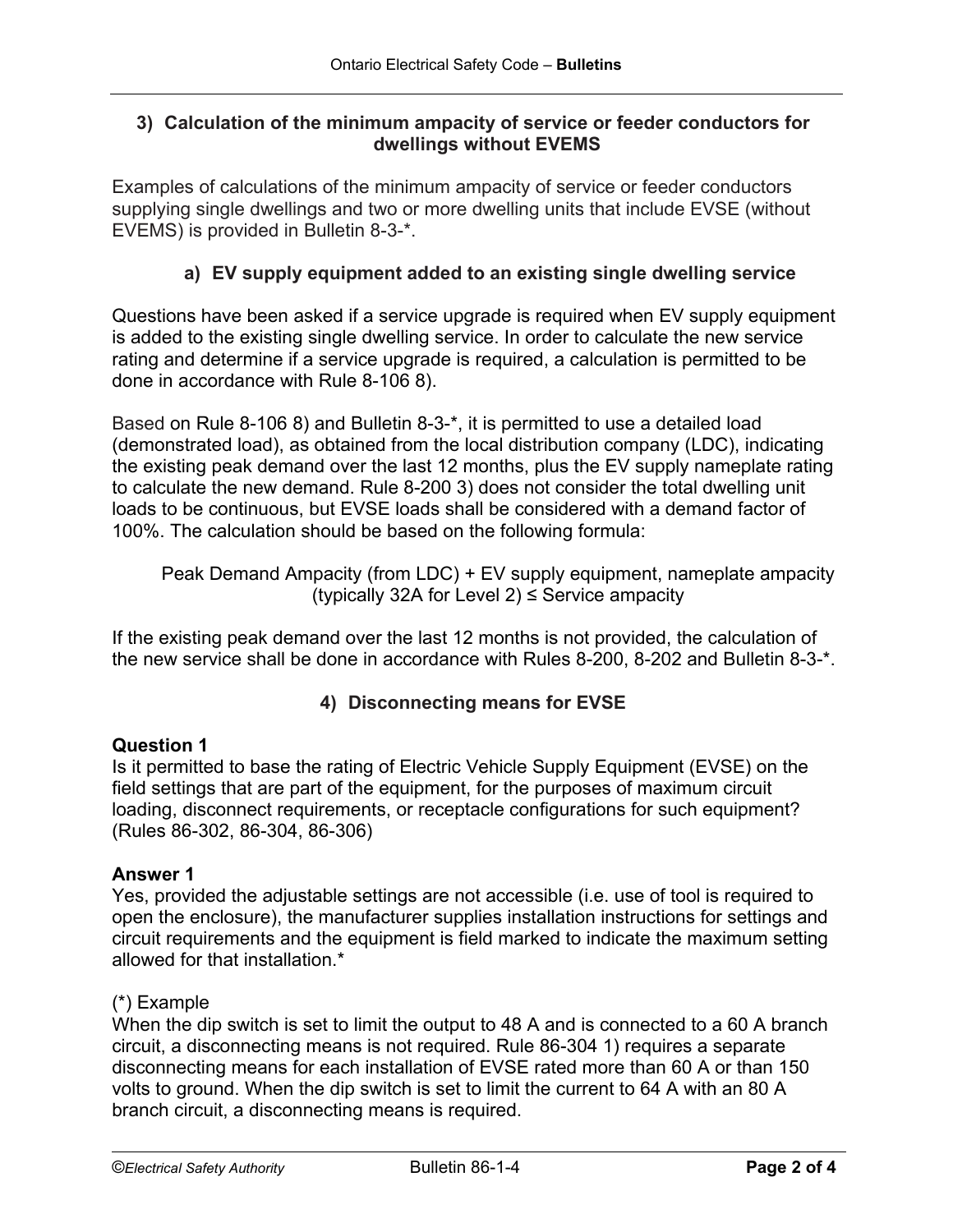### 3) Calculation of the minimum ampacity of service or feeder conductors for dwellings without EVEMS

Examples of calculations of the minimum ampacity of service or feeder conductors supplying single dwellings and two or more dwelling units that include EVSE (without EVEMS) is provided in Bulletin 8-3-*.

#### a) EV supply equipment added to an existing single dwelling service

Questions have been asked if a service upgrade is required when EV supply equipment is added to the existing single dwelling service. In order to calculate the new service rating and determine if a service upgrade is required, a calculation is permitted to be done in accordance with Rule 8-106 8).

Based on Rule 8-106 8) and Bulletin 8-3-*, it is permitted to use a detailed load (demonstrated load), as obtained from the local distribution company (LDC), indicating the existing peak demand over the last 12 months, plus the EV supply nameplate rating to calculate the new demand. Rule 8-200 3) does not consider the total dwelling unit loads to be continuous, but EVSE loads shall be considered with a demand factor of 100%. The calculation should be based on the following formula:

Peak Demand Ampacity (from LDC) + EV supply equipment, nameplate ampacity (typically 32A for Level 2) ≤ Service ampacity

If the existing peak demand over the last 12 months is not provided, the calculation of the new service shall be done in accordance with Rules 8-200, 8-202 and Bulletin 8-3-*.

### 4) Disconnecting means for EVSE

**Question 1**
Is it permitted to base the rating of Electric Vehicle Supply Equipment (EVSE) on the field settings that are part of the equipment, for the purposes of maximum circuit loading, disconnect requirements, or receptacle configurations for such equipment? (Rules 86-302, 86-304, 86-306)

**Answer 1**
Yes, provided the adjustable settings are not accessible (i.e. use of tool is required to open the enclosure), the manufacturer supplies installation instructions for settings and circuit requirements and the equipment is field marked to indicate the maximum setting allowed for that installation.*

(*) Example
When the dip switch is set to limit the output to 48 A and is connected to a 60 A branch circuit, a disconnecting means is not required. Rule 86-304 1) requires a separate disconnecting means for each installation of EVSE rated more than 60 A or than 150 volts to ground. When the dip switch is set to limit the current to 64 A with an 80 A branch circuit, a disconnecting means is required.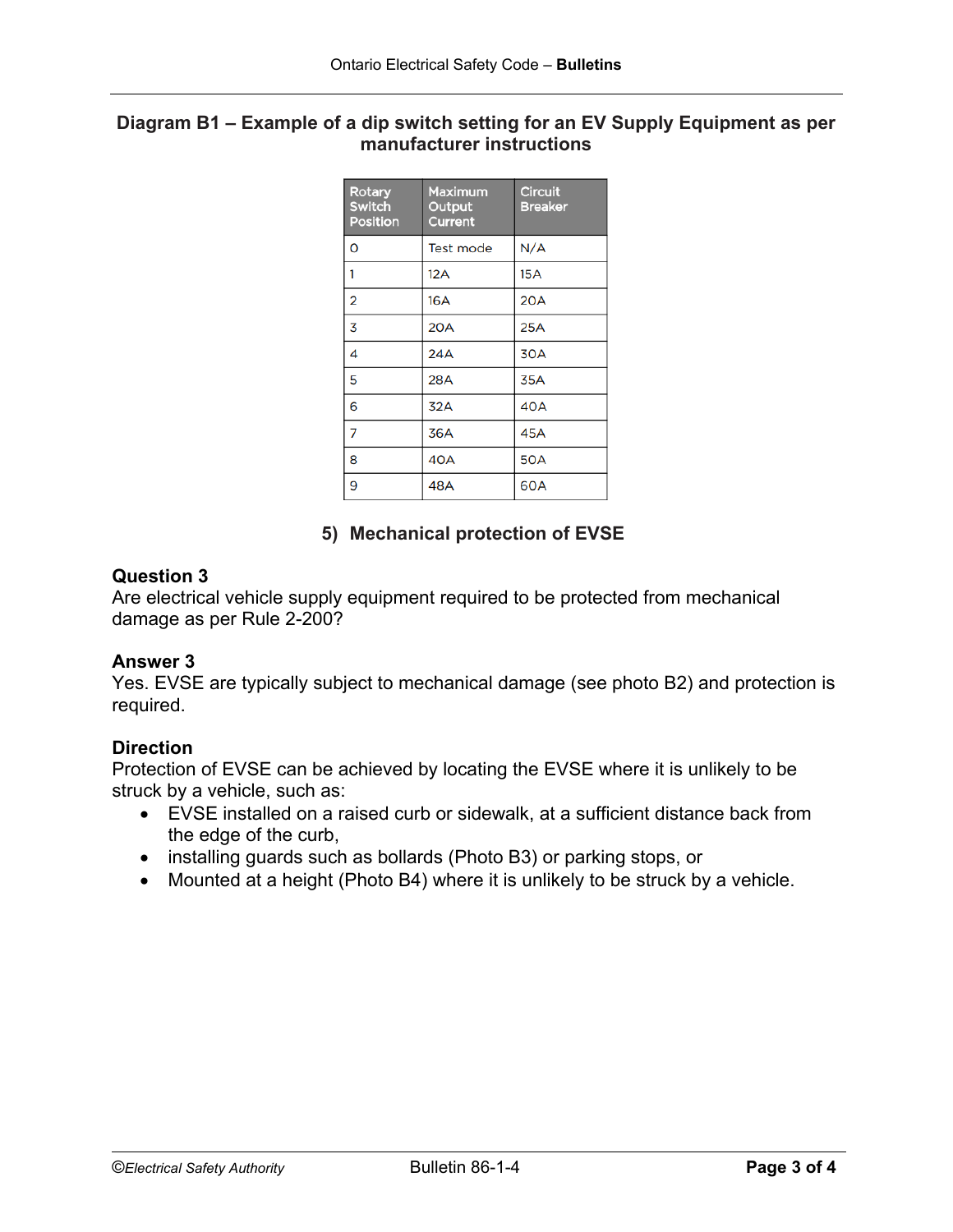**Diagram B1 – Example of a dip switch setting for an EV Supply Equipment as per manufacturer instructions**

| Rotary Switch Position | Maximum Output Current | Circuit Breaker |
|---|---|---|
| 0 | Test mode | N/A |
| 1 | 12A | 15A |
| 2 | 16A | 20A |
| 3 | 20A | 25A |
| 4 | 24A | 30A |
| 5 | 28A | 35A |
| 6 | 32A | 40A |
| 7 | 36A | 45A |
| 8 | 40A | 50A |
| 9 | 48A | 60A |

## 5) Mechanical protection of EVSE

**Question 3**
Are electrical vehicle supply equipment required to be protected from mechanical damage as per Rule 2-200?

**Answer 3**
Yes. EVSE are typically subject to mechanical damage (see photo B2) and protection is required.

**Direction**
Protection of EVSE can be achieved by locating the EVSE where it is unlikely to be struck by a vehicle, such as:

- EVSE installed on a raised curb or sidewalk, at a sufficient distance back from the edge of the curb,
- installing guards such as bollards (Photo B3) or parking stops, or
- Mounted at a height (Photo B4) where it is unlikely to be struck by a vehicle.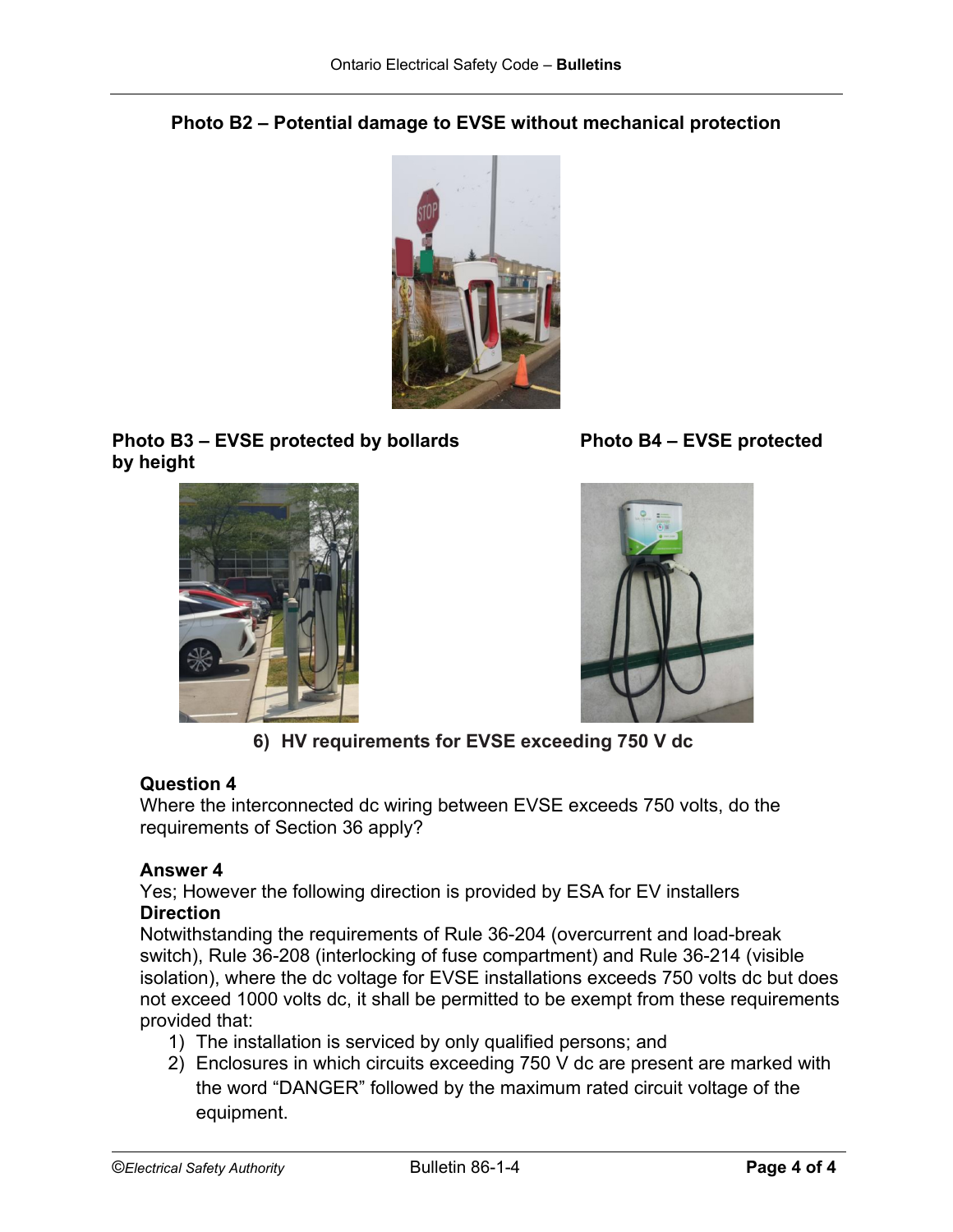**Photo B2 – Potential damage to EVSE without mechanical protection**

**Photo B3 – EVSE protected by bollards**

**Photo B4 – EVSE protected by height**

## 6) HV requirements for EVSE exceeding 750 V dc

**Question 4**
Where the interconnected dc wiring between EVSE exceeds 750 volts, do the requirements of Section 36 apply?

**Answer 4**
Yes; However the following direction is provided by ESA for EV installers

**Direction**
Notwithstanding the requirements of Rule 36-204 (overcurrent and load-break switch), Rule 36-208 (interlocking of fuse compartment) and Rule 36-214 (visible isolation), where the dc voltage for EVSE installations exceeds 750 volts dc but does not exceed 1000 volts dc, it shall be permitted to be exempt from these requirements provided that:

1) The installation is serviced by only qualified persons; and
2) Enclosures in which circuits exceeding 750 V dc are present are marked with the word "DANGER" followed by the maximum rated circuit voltage of the equipment.